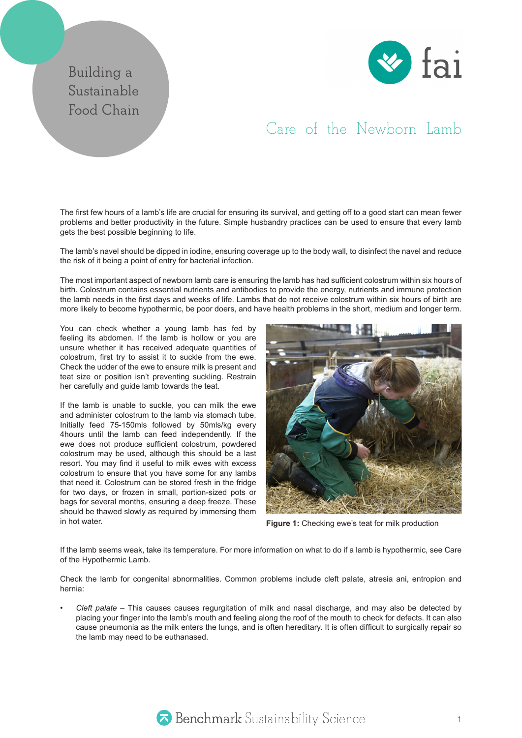Building a Sustainable Food Chain

# Care of the Newborn Lamb

The first few hours of a lamb's life are crucial for ensuring its survival, and getting off to a good start can mean fewer problems and better productivity in the future. Simple husbandry practices can be used to ensure that every lamb gets the best possible beginning to life.

The lamb's navel should be dipped in iodine, ensuring coverage up to the body wall, to disinfect the navel and reduce the risk of it being a point of entry for bacterial infection.

The most important aspect of newborn lamb care is ensuring the lamb has had sufficient colostrum within six hours of birth. Colostrum contains essential nutrients and antibodies to provide the energy, nutrients and immune protection the lamb needs in the first days and weeks of life. Lambs that do not receive colostrum within six hours of birth are more likely to become hypothermic, be poor doers, and have health problems in the short, medium and longer term.

You can check whether a young lamb has fed by feeling its abdomen. If the lamb is hollow or you are unsure whether it has received adequate quantities of colostrum, first try to assist it to suckle from the ewe. Check the udder of the ewe to ensure milk is present and teat size or position isn't preventing suckling. Restrain her carefully and guide lamb towards the teat.

If the lamb is unable to suckle, you can milk the ewe and administer colostrum to the lamb via stomach tube. Initially feed 75-150mls followed by 50mls/kg every 4hours until the lamb can feed independently. If the ewe does not produce sufficient colostrum, powdered colostrum may be used, although this should be a last resort. You may find it useful to milk ewes with excess colostrum to ensure that you have some for any lambs that need it. Colostrum can be stored fresh in the fridge for two days, or frozen in small, portion-sized pots or bags for several months, ensuring a deep freeze. These should be thawed slowly as required by immersing them in hot water.

**Figure 1:** Checking ewe's teat for milk production

If the lamb seems weak, take its temperature. For more information on what to do if a lamb is hypothermic, see Care of the Hypothermic Lamb.

Check the lamb for congenital abnormalities. Common problems include cleft palate, atresia ani, entropion and hernia:

- *Cleft palate* – This causes causes regurgitation of milk and nasal discharge, and may also be detected by placing your finger into the lamb's mouth and feeling along the roof of the mouth to check for defects. It can also cause pneumonia as the milk enters the lungs, and is often hereditary. It is often difficult to surgically repair so the lamb may need to be euthanased.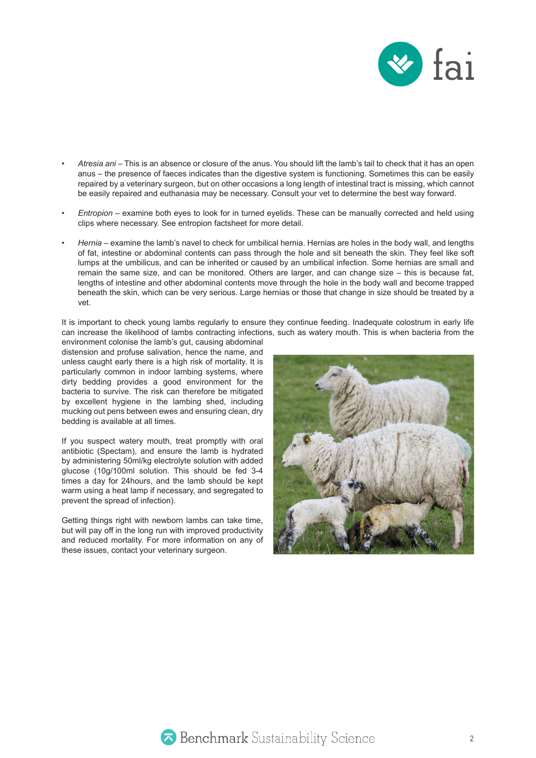- *Atresia ani* – This is an absence or closure of the anus. You should lift the lamb's tail to check that it has an open anus – the presence of faeces indicates than the digestive system is functioning. Sometimes this can be easily repaired by a veterinary surgeon, but on other occasions a long length of intestinal tract is missing, which cannot be easily repaired and euthanasia may be necessary. Consult your vet to determine the best way forward.

- *Entropion* – examine both eyes to look for in turned eyelids. These can be manually corrected and held using clips where necessary. See entropion factsheet for more detail.

- *Hernia* – examine the lamb's navel to check for umbilical hernia. Hernias are holes in the body wall, and lengths of fat, intestine or abdominal contents can pass through the hole and sit beneath the skin. They feel like soft lumps at the umbilicus, and can be inherited or caused by an umbilical infection. Some hernias are small and remain the same size, and can be monitored. Others are larger, and can change size – this is because fat, lengths of intestine and other abdominal contents move through the hole in the body wall and become trapped beneath the skin, which can be very serious. Large hernias or those that change in size should be treated by a vet.

It is important to check young lambs regularly to ensure they continue feeding. Inadequate colostrum in early life can increase the likelihood of lambs contracting infections, such as watery mouth. This is when bacteria from the environment colonise the lamb's gut, causing abdominal distension and profuse salivation, hence the name, and unless caught early there is a high risk of mortality. It is particularly common in indoor lambing systems, where dirty bedding provides a good environment for the bacteria to survive. The risk can therefore be mitigated by excellent hygiene in the lambing shed, including mucking out pens between ewes and ensuring clean, dry bedding is available at all times.

If you suspect watery mouth, treat promptly with oral antibiotic (Spectam), and ensure the lamb is hydrated by administering 50ml/kg electrolyte solution with added glucose (10g/100ml solution. This should be fed 3-4 times a day for 24hours, and the lamb should be kept warm using a heat lamp if necessary, and segregated to prevent the spread of infection).

Getting things right with newborn lambs can take time, but will pay off in the long run with improved productivity and reduced mortality. For more information on any of these issues, contact your veterinary surgeon.